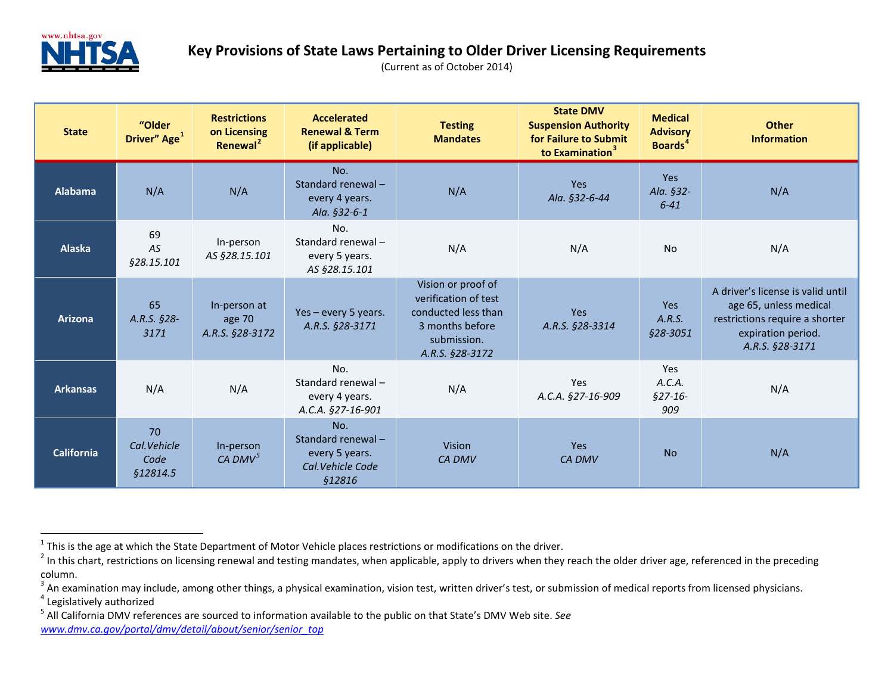# Key Provisions of State Laws Pertaining to Older Driver Licensing Requirements

(Current as of October 2014)

| State | "Older Driver" Age[1] | Restrictions on Licensing Renewal[2] | Accelerated Renewal & Term (if applicable) | Testing Mandates | State DMV Suspension Authority for Failure to Submit to Examination[3] | Medical Advisory Boards[4] | Other Information |
|---|---|---|---|---|---|---|---|
| **Alabama** | N/A | N/A | No. Standard renewal – every 4 years. *Ala. §32-6-1* | N/A | Yes *Ala. §32-6-44* | Yes *Ala. §32-6-41* | N/A |
| **Alaska** | 69 *AS §28.15.101* | In-person *AS §28.15.101* | No. Standard renewal – every 5 years. *AS §28.15.101* | N/A | N/A | No | N/A |
| **Arizona** | 65 *A.R.S. §28-3171* | In-person at age 70 *A.R.S. §28-3172* | Yes – every 5 years. *A.R.S. §28-3171* | Vision or proof of verification of test conducted less than 3 months before submission. *A.R.S. §28-3172* | Yes *A.R.S. §28-3314* | Yes *A.R.S. §28-3051* | A driver's license is valid until age 65, unless medical restrictions require a shorter expiration period. *A.R.S. §28-3171* |
| **Arkansas** | N/A | N/A | No. Standard renewal – every 4 years. *A.C.A. §27-16-901* | N/A | Yes *A.C.A. §27-16-909* | Yes *A.C.A. §27-16-909* | N/A |
| **California** | 70 *Cal.Vehicle Code §12814.5* | In-person *CA DMV*[5] | No. Standard renewal – every 5 years. *Cal.Vehicle Code §12816* | Vision *CA DMV* | Yes *CA DMV* | No | N/A |

[1] This is the age at which the State Department of Motor Vehicle places restrictions or modifications on the driver.

[2] In this chart, restrictions on licensing renewal and testing mandates, when applicable, apply to drivers when they reach the older driver age, referenced in the preceding column.

[3] An examination may include, among other things, a physical examination, vision test, written driver's test, or submission of medical reports from licensed physicians.

[4] Legislatively authorized

[5] All California DMV references are sourced to information available to the public on that State's DMV Web site. *See* www.dmv.ca.gov/portal/dmv/detail/about/senior/senior_top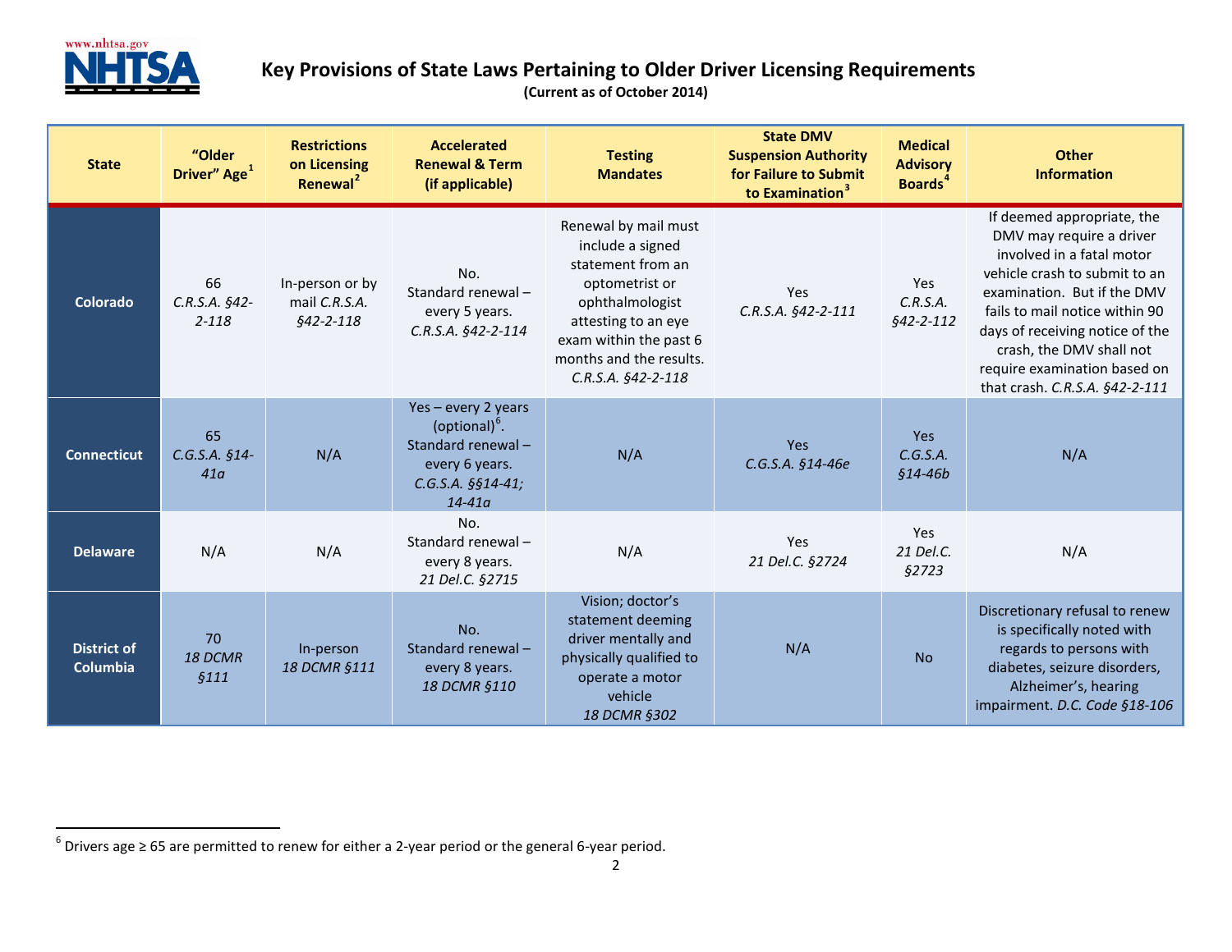# Key Provisions of State Laws Pertaining to Older Driver Licensing Requirements

**(Current as of October 2014)**

| State | "Older Driver" Age[1] | Restrictions on Licensing Renewal[2] | Accelerated Renewal & Term (if applicable) | Testing Mandates | State DMV Suspension Authority for Failure to Submit to Examination[3] | Medical Advisory Boards[4] | Other Information |
|---|---|---|---|---|---|---|---|
| **Colorado** | 66 *C.R.S.A. §42-2-118* | In-person or by mail *C.R.S.A. §42-2-118* | No. Standard renewal – every 5 years. *C.R.S.A. §42-2-114* | Renewal by mail must include a signed statement from an optometrist or ophthalmologist attesting to an eye exam within the past 6 months and the results. *C.R.S.A. §42-2-118* | Yes *C.R.S.A. §42-2-111* | Yes *C.R.S.A. §42-2-112* | If deemed appropriate, the DMV may require a driver involved in a fatal motor vehicle crash to submit to an examination. But if the DMV fails to mail notice within 90 days of receiving notice of the crash, the DMV shall not require examination based on that crash. *C.R.S.A. §42-2-111* |
| **Connecticut** | 65 *C.G.S.A. §14-41a* | N/A | Yes – every 2 years (optional)[6]. Standard renewal – every 6 years. *C.G.S.A. §§14-41; 14-41a* | N/A | Yes *C.G.S.A. §14-46e* | Yes *C.G.S.A. §14-46b* | N/A |
| **Delaware** | N/A | N/A | No. Standard renewal – every 8 years. *21 Del.C. §2715* | N/A | Yes *21 Del.C. §2724* | Yes *21 Del.C. §2723* | N/A |
| **District of Columbia** | 70 *18 DCMR §111* | In-person *18 DCMR §111* | No. Standard renewal – every 8 years. *18 DCMR §110* | Vision; doctor's statement deeming driver mentally and physically qualified to operate a motor vehicle *18 DCMR §302* | N/A | No | Discretionary refusal to renew is specifically noted with regards to persons with diabetes, seizure disorders, Alzheimer's, hearing impairment. *D.C. Code §18-106* |

[6] Drivers age ≥ 65 are permitted to renew for either a 2-year period or the general 6-year period.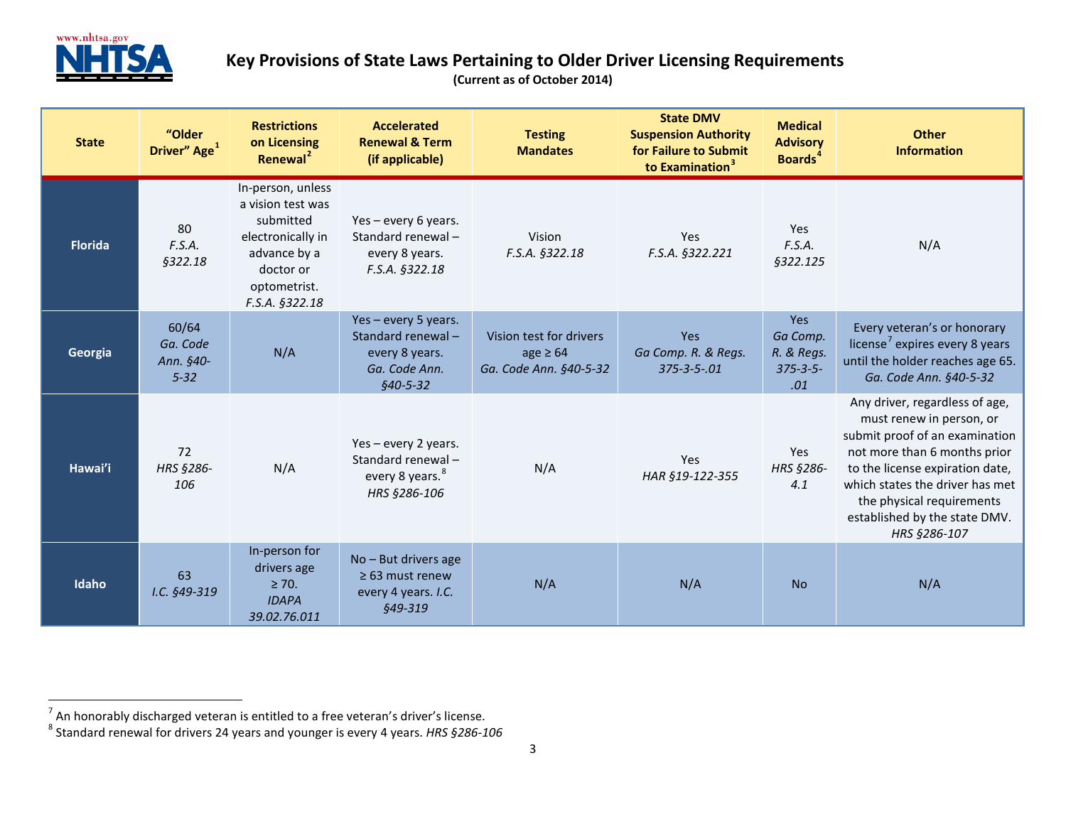# Key Provisions of State Laws Pertaining to Older Driver Licensing Requirements

**(Current as of October 2014)**

| State | "Older Driver" Age[1] | Restrictions on Licensing Renewal[2] | Accelerated Renewal & Term (if applicable) | Testing Mandates | State DMV Suspension Authority for Failure to Submit to Examination[3] | Medical Advisory Boards[4] | Other Information |
|---|---|---|---|---|---|---|---|
| **Florida** | 80 *F.S.A. §322.18* | In-person, unless a vision test was submitted electronically in advance by a doctor or optometrist. *F.S.A. §322.18* | Yes – every 6 years. Standard renewal – every 8 years. *F.S.A. §322.18* | Vision *F.S.A. §322.18* | Yes *F.S.A. §322.221* | Yes *F.S.A. §322.125* | N/A |
| **Georgia** | 60/64 *Ga. Code Ann. §40-5-32* | N/A | Yes – every 5 years. Standard renewal – every 8 years. *Ga. Code Ann. §40-5-32* | Vision test for drivers age ≥ 64 *Ga. Code Ann. §40-5-32* | Yes *Ga Comp. R. & Regs. 375-3-5-.01* | Yes *Ga Comp. R. & Regs. 375-3-5-.01* | Every veteran's or honorary license[7] expires every 8 years until the holder reaches age 65. *Ga. Code Ann. §40-5-32* |
| **Hawai'i** | 72 *HRS §286-106* | N/A | Yes – every 2 years. Standard renewal – every 8 years.[8] *HRS §286-106* | N/A | Yes *HAR §19-122-355* | Yes *HRS §286-4.1* | Any driver, regardless of age, must renew in person, or submit proof of an examination not more than 6 months prior to the license expiration date, which states the driver has met the physical requirements established by the state DMV. *HRS §286-107* |
| **Idaho** | 63 *I.C. §49-319* | In-person for drivers age ≥ 70. *IDAPA 39.02.76.011* | No – But drivers age ≥ 63 must renew every 4 years. *I.C. §49-319* | N/A | N/A | No | N/A |

[7] An honorably discharged veteran is entitled to a free veteran's driver's license.

[8] Standard renewal for drivers 24 years and younger is every 4 years. *HRS §286-106*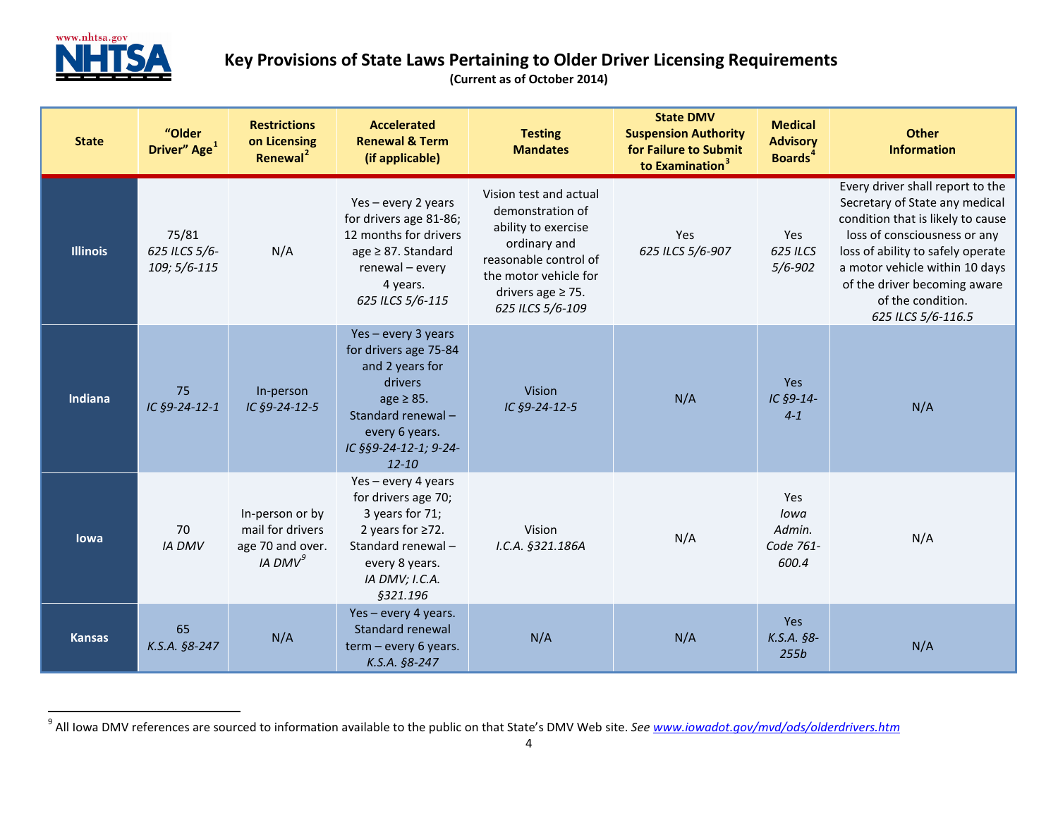# Key Provisions of State Laws Pertaining to Older Driver Licensing Requirements

**(Current as of October 2014)**

| State | "Older Driver" Age[1] | Restrictions on Licensing Renewal[2] | Accelerated Renewal & Term (if applicable) | Testing Mandates | State DMV Suspension Authority for Failure to Submit to Examination[3] | Medical Advisory Boards[4] | Other Information |
|---|---|---|---|---|---|---|---|
| **Illinois** | 75/81 *625 ILCS 5/6-109; 5/6-115* | N/A | Yes – every 2 years for drivers age 81-86; 12 months for drivers age ≥ 87. Standard renewal – every 4 years. *625 ILCS 5/6-115* | Vision test and actual demonstration of ability to exercise ordinary and reasonable control of the motor vehicle for drivers age ≥ 75. *625 ILCS 5/6-109* | Yes *625 ILCS 5/6-907* | Yes *625 ILCS 5/6-902* | Every driver shall report to the Secretary of State any medical condition that is likely to cause loss of consciousness or any loss of ability to safely operate a motor vehicle within 10 days of the driver becoming aware of the condition. *625 ILCS 5/6-116.5* |
| **Indiana** | 75 *IC §9-24-12-1* | In-person *IC §9-24-12-5* | Yes – every 3 years for drivers age 75-84 and 2 years for drivers age ≥ 85. Standard renewal – every 6 years. *IC §§9-24-12-1; 9-24-12-10* | Vision *IC §9-24-12-5* | N/A | Yes *IC §9-14-4-1* | N/A |
| **Iowa** | 70 *IA DMV* | In-person or by mail for drivers age 70 and over. *IA DMV*[9] | Yes – every 4 years for drivers age 70; 3 years for 71; 2 years for ≥72. Standard renewal – every 8 years. *IA DMV; I.C.A. §321.196* | Vision *I.C.A. §321.186A* | N/A | Yes *Iowa Admin. Code 761-600.4* | N/A |
| **Kansas** | 65 *K.S.A. §8-247* | N/A | Yes – every 4 years. Standard renewal term – every 6 years. *K.S.A. §8-247* | N/A | N/A | Yes *K.S.A. §8-255b* | N/A |

[9] All Iowa DMV references are sourced to information available to the public on that State's DMV Web site. *See* www.iowadot.gov/mvd/ods/olderdrivers.htm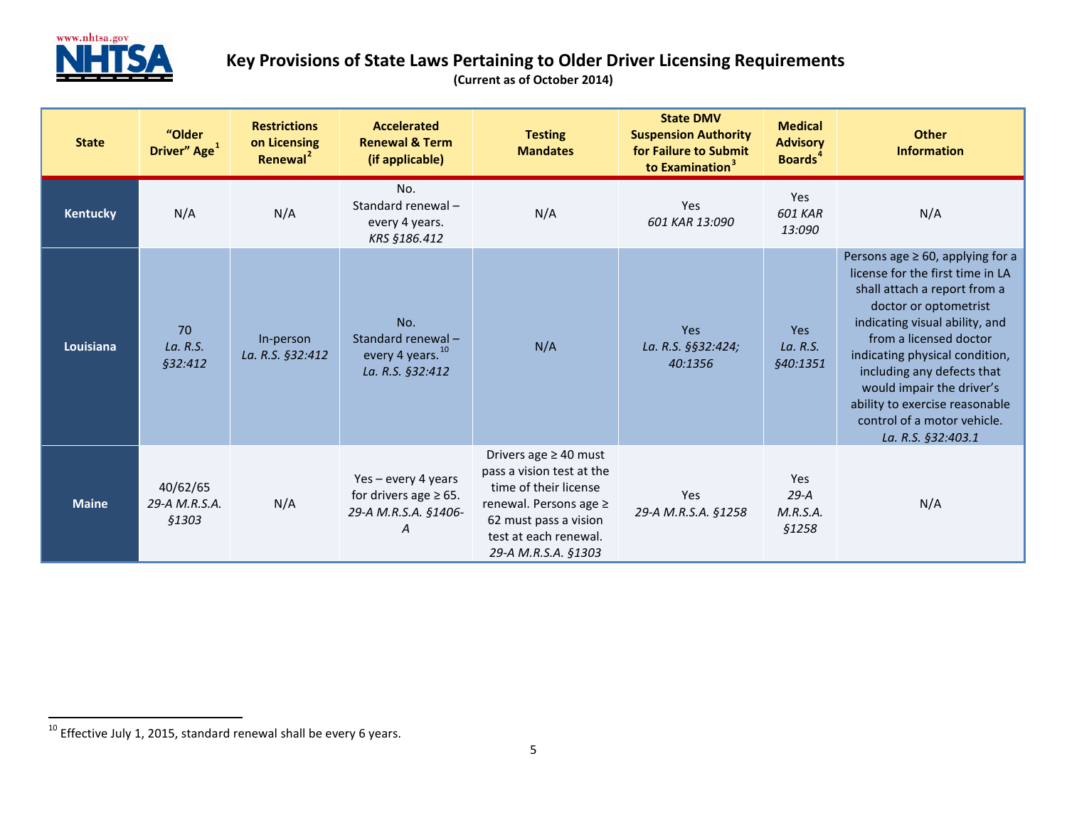# Key Provisions of State Laws Pertaining to Older Driver Licensing Requirements

**(Current as of October 2014)**

| State | "Older Driver" Age[1] | Restrictions on Licensing Renewal[2] | Accelerated Renewal & Term (if applicable) | Testing Mandates | State DMV Suspension Authority for Failure to Submit to Examination[3] | Medical Advisory Boards[4] | Other Information |
|---|---|---|---|---|---|---|---|
| **Kentucky** | N/A | N/A | No. Standard renewal – every 4 years. *KRS §186.412* | N/A | Yes *601 KAR 13:090* | Yes *601 KAR 13:090* | N/A |
| **Louisiana** | 70 *La. R.S. §32:412* | In-person *La. R.S. §32:412* | No. Standard renewal – every 4 years.[10] *La. R.S. §32:412* | N/A | Yes *La. R.S. §§32:424; 40:1356* | Yes *La. R.S. §40:1351* | Persons age ≥ 60, applying for a license for the first time in LA shall attach a report from a doctor or optometrist indicating visual ability, and from a licensed doctor indicating physical condition, including any defects that would impair the driver's ability to exercise reasonable control of a motor vehicle. *La. R.S. §32:403.1* |
| **Maine** | 40/62/65 *29-A M.R.S.A. §1303* | N/A | Yes – every 4 years for drivers age ≥ 65. *29-A M.R.S.A. §1406-A* | Drivers age ≥ 40 must pass a vision test at the time of their license renewal. Persons age ≥ 62 must pass a vision test at each renewal. *29-A M.R.S.A. §1303* | Yes *29-A M.R.S.A. §1258* | Yes *29-A M.R.S.A. §1258* | N/A |

[10] Effective July 1, 2015, standard renewal shall be every 6 years.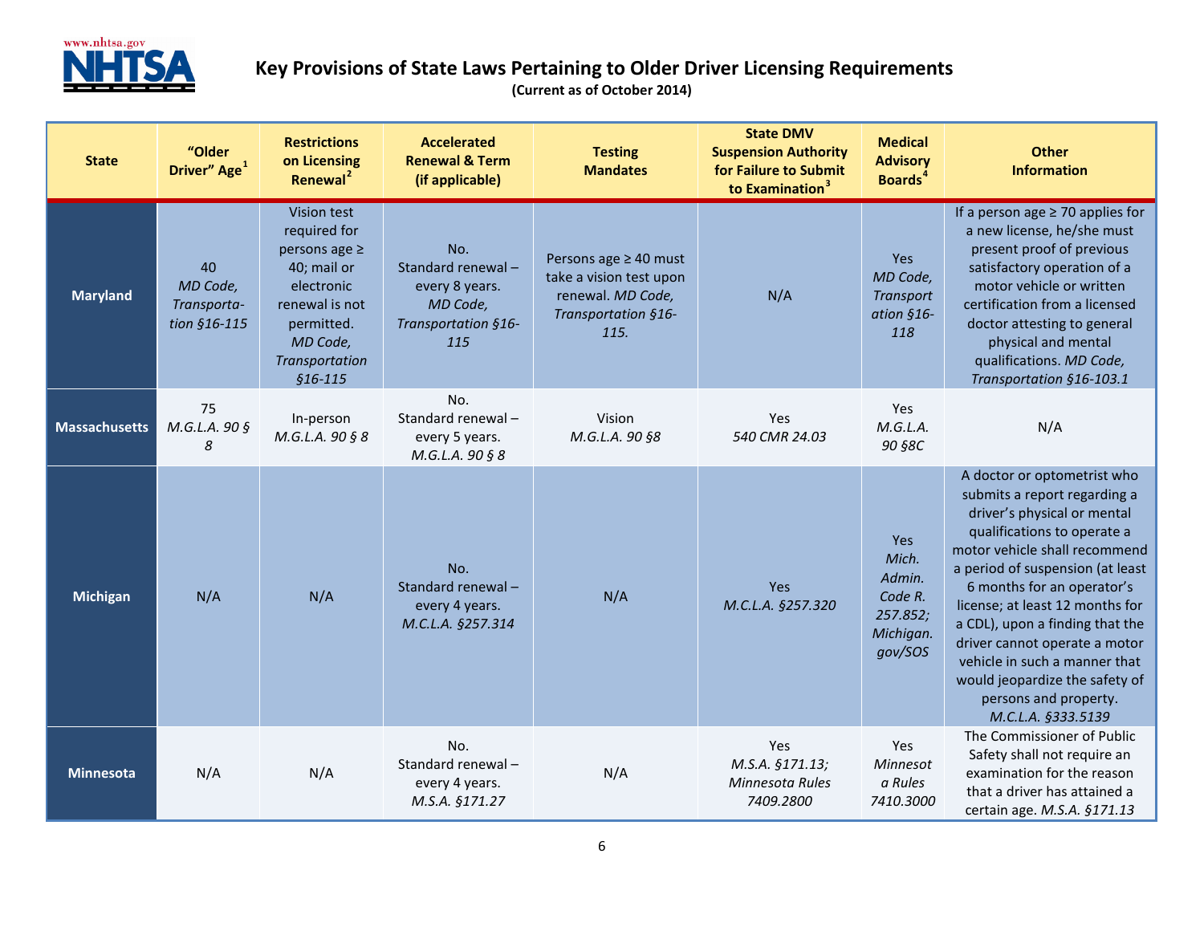# Key Provisions of State Laws Pertaining to Older Driver Licensing Requirements

**(Current as of October 2014)**

| State | "Older Driver" Age[1] | Restrictions on Licensing Renewal[2] | Accelerated Renewal & Term (if applicable) | Testing Mandates | State DMV Suspension Authority for Failure to Submit to Examination[3] | Medical Advisory Boards[4] | Other Information |
|---|---|---|---|---|---|---|---|
| **Maryland** | 40 *MD Code, Transportation §16-115* | Vision test required for persons age ≥ 40; mail or electronic renewal is not permitted. *MD Code, Transportation §16-115* | No. Standard renewal – every 8 years. *MD Code, Transportation §16-115* | Persons age ≥ 40 must take a vision test upon renewal. *MD Code, Transportation §16-115.* | N/A | Yes *MD Code, Transportation §16-118* | If a person age ≥ 70 applies for a new license, he/she must present proof of previous satisfactory operation of a motor vehicle or written certification from a licensed doctor attesting to general physical and mental qualifications. *MD Code, Transportation §16-103.1* |
| **Massachusetts** | 75 *M.G.L.A. 90 § 8* | In-person *M.G.L.A. 90 § 8* | No. Standard renewal – every 5 years. *M.G.L.A. 90 § 8* | Vision *M.G.L.A. 90 §8* | Yes *540 CMR 24.03* | Yes *M.G.L.A. 90 §8C* | N/A |
| **Michigan** | N/A | N/A | No. Standard renewal – every 4 years. *M.C.L.A. §257.314* | N/A | Yes *M.C.L.A. §257.320* | Yes *Mich. Admin. Code R. 257.852; Michigan.gov/SOS* | A doctor or optometrist who submits a report regarding a driver's physical or mental qualifications to operate a motor vehicle shall recommend a period of suspension (at least 6 months for an operator's license; at least 12 months for a CDL), upon a finding that the driver cannot operate a motor vehicle in such a manner that would jeopardize the safety of persons and property. *M.C.L.A. §333.5139* |
| **Minnesota** | N/A | N/A | No. Standard renewal – every 4 years. *M.S.A. §171.27* | N/A | Yes *M.S.A. §171.13; Minnesota Rules 7409.2800* | Yes *Minnesota Rules 7410.3000* | The Commissioner of Public Safety shall not require an examination for the reason that a driver has attained a certain age. *M.S.A. §171.13* |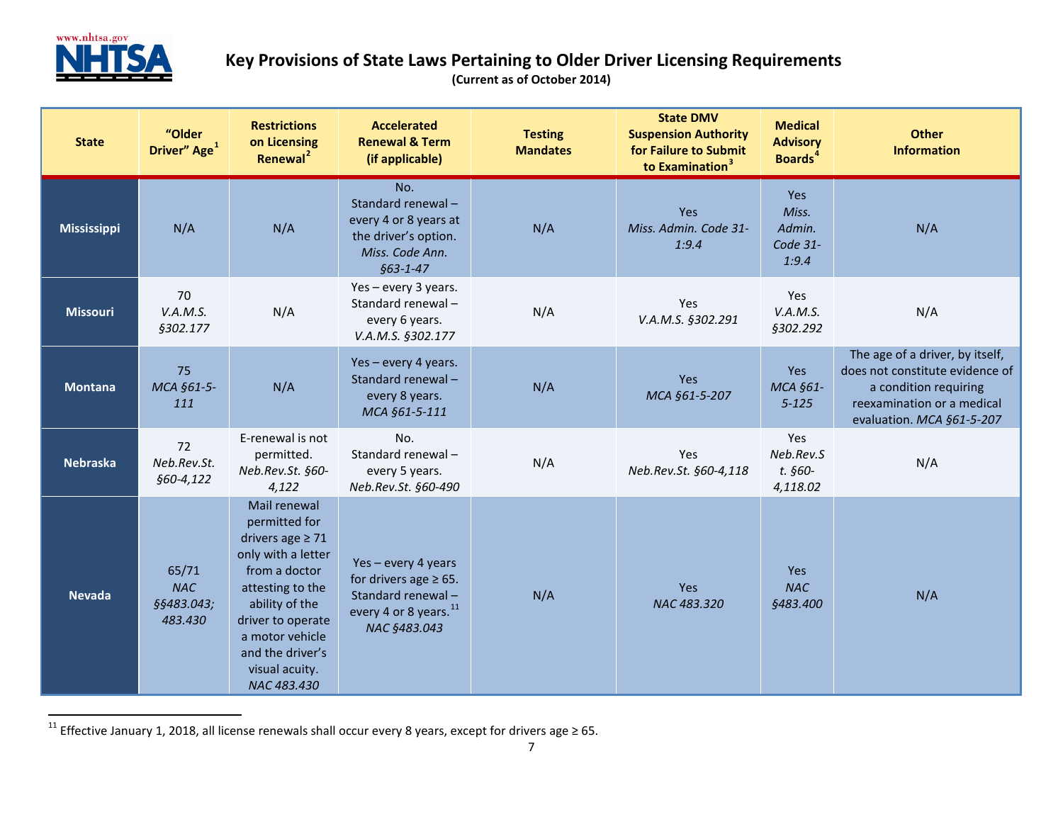# Key Provisions of State Laws Pertaining to Older Driver Licensing Requirements

**(Current as of October 2014)**

| State | "Older Driver" Age[1] | Restrictions on Licensing Renewal[2] | Accelerated Renewal & Term (if applicable) | Testing Mandates | State DMV Suspension Authority for Failure to Submit to Examination[3] | Medical Advisory Boards[4] | Other Information |
|---|---|---|---|---|---|---|---|
| **Mississippi** | N/A | N/A | No. Standard renewal – every 4 or 8 years at the driver's option. *Miss. Code Ann. §63-1-47* | N/A | Yes *Miss. Admin. Code 31-1:9.4* | Yes *Miss. Admin. Code 31-1:9.4* | N/A |
| **Missouri** | 70 *V.A.M.S. §302.177* | N/A | Yes – every 3 years. Standard renewal – every 6 years. *V.A.M.S. §302.177* | N/A | Yes *V.A.M.S. §302.291* | Yes *V.A.M.S. §302.292* | N/A |
| **Montana** | 75 *MCA §61-5-111* | N/A | Yes – every 4 years. Standard renewal – every 8 years. *MCA §61-5-111* | N/A | Yes *MCA §61-5-207* | Yes *MCA §61-5-125* | The age of a driver, by itself, does not constitute evidence of a condition requiring reexamination or a medical evaluation. *MCA §61-5-207* |
| **Nebraska** | 72 *Neb.Rev.St. §60-4,122* | E-renewal is not permitted. *Neb.Rev.St. §60-4,122* | No. Standard renewal – every 5 years. *Neb.Rev.St. §60-490* | N/A | Yes *Neb.Rev.St. §60-4,118* | Yes *Neb.Rev.St. §60-4,118.02* | N/A |
| **Nevada** | 65/71 *NAC §§483.043; 483.430* | Mail renewal permitted for drivers age ≥ 71 only with a letter from a doctor attesting to the ability of the driver to operate a motor vehicle and the driver's visual acuity. *NAC 483.430* | Yes – every 4 years for drivers age ≥ 65. Standard renewal – every 4 or 8 years.[11] *NAC §483.043* | N/A | Yes *NAC 483.320* | Yes *NAC §483.400* | N/A |

[11] Effective January 1, 2018, all license renewals shall occur every 8 years, except for drivers age ≥ 65.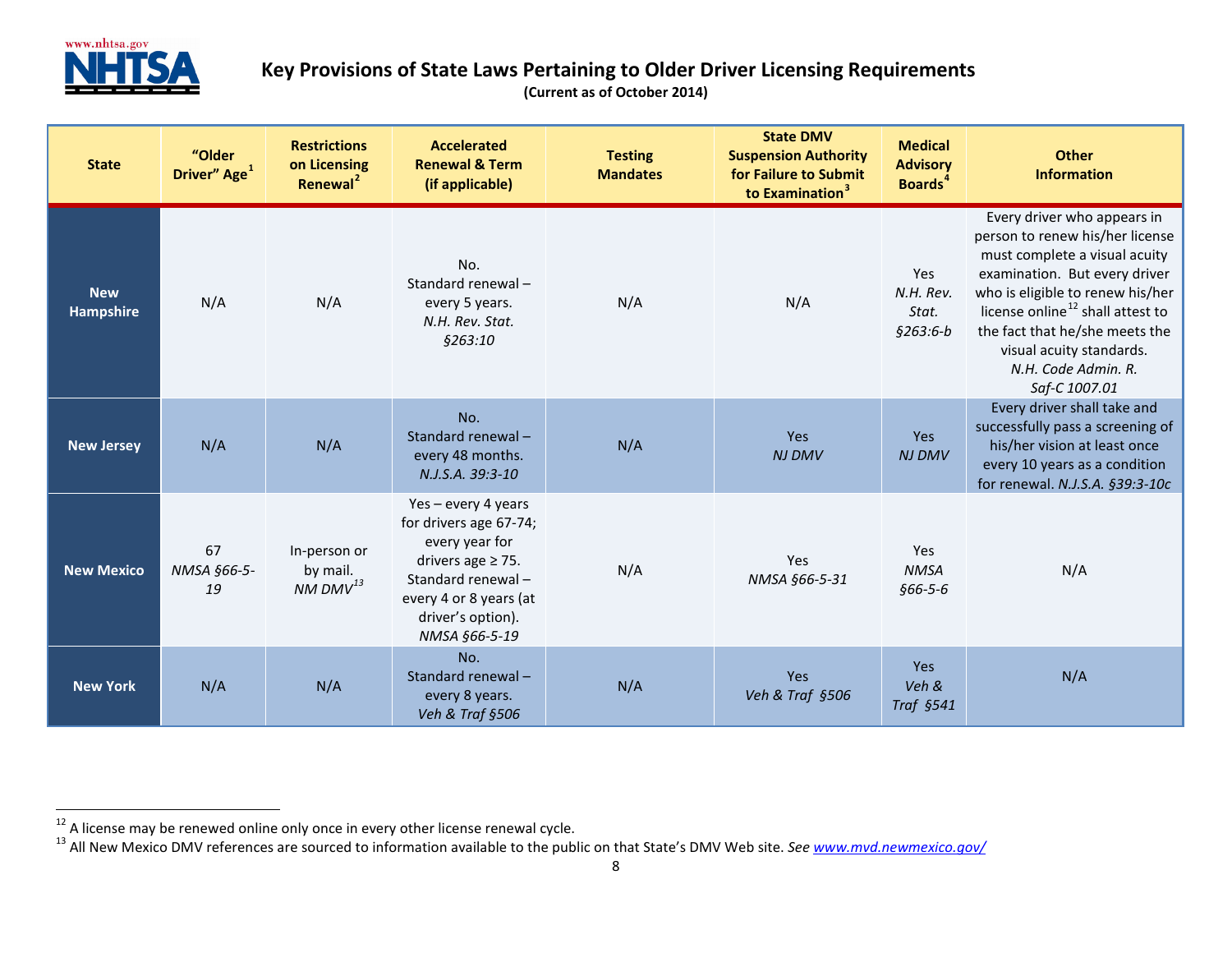# Key Provisions of State Laws Pertaining to Older Driver Licensing Requirements

**(Current as of October 2014)**

| State | "Older Driver" Age[1] | Restrictions on Licensing Renewal[2] | Accelerated Renewal & Term (if applicable) | Testing Mandates | State DMV Suspension Authority for Failure to Submit to Examination[3] | Medical Advisory Boards[4] | Other Information |
|---|---|---|---|---|---|---|---|
| **New Hampshire** | N/A | N/A | No. Standard renewal – every 5 years. *N.H. Rev. Stat. §263:10* | N/A | N/A | Yes *N.H. Rev. Stat. §263:6-b* | Every driver who appears in person to renew his/her license must complete a visual acuity examination. But every driver who is eligible to renew his/her license online[12] shall attest to the fact that he/she meets the visual acuity standards. *N.H. Code Admin. R. Saf-C 1007.01* |
| **New Jersey** | N/A | N/A | No. Standard renewal – every 48 months. *N.J.S.A. 39:3-10* | N/A | Yes *NJ DMV* | Yes *NJ DMV* | Every driver shall take and successfully pass a screening of his/her vision at least once every 10 years as a condition for renewal. *N.J.S.A. §39:3-10c* |
| **New Mexico** | 67 *NMSA §66-5-19* | In-person or by mail. *NM DMV*[13] | Yes – every 4 years for drivers age 67-74; every year for drivers age ≥ 75. Standard renewal – every 4 or 8 years (at driver's option). *NMSA §66-5-19* | N/A | Yes *NMSA §66-5-31* | Yes *NMSA §66-5-6* | N/A |
| **New York** | N/A | N/A | No. Standard renewal – every 8 years. *Veh & Traf §506* | N/A | Yes *Veh & Traf §506* | Yes *Veh & Traf §541* | N/A |

[12] A license may be renewed online only once in every other license renewal cycle.

[13] All New Mexico DMV references are sourced to information available to the public on that State's DMV Web site. *See* www.mvd.newmexico.gov/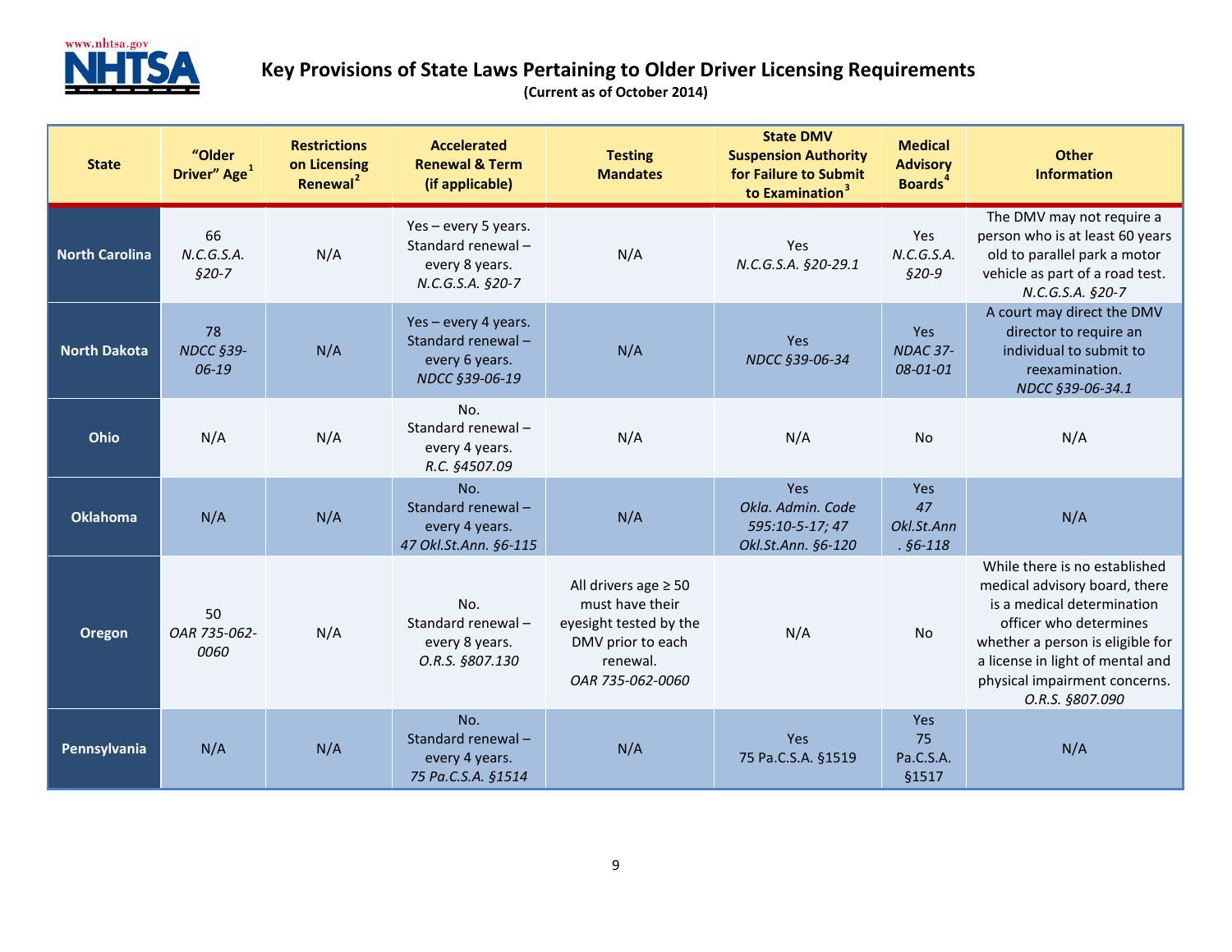# Key Provisions of State Laws Pertaining to Older Driver Licensing Requirements

**(Current as of October 2014)**

| State | "Older Driver" Age[1] | Restrictions on Licensing Renewal[2] | Accelerated Renewal & Term (if applicable) | Testing Mandates | State DMV Suspension Authority for Failure to Submit to Examination[3] | Medical Advisory Boards[4] | Other Information |
|---|---|---|---|---|---|---|---|
| **North Carolina** | 66 *N.C.G.S.A. §20-7* | N/A | Yes – every 5 years. Standard renewal – every 8 years. *N.C.G.S.A. §20-7* | N/A | Yes *N.C.G.S.A. §20-29.1* | Yes *N.C.G.S.A. §20-9* | The DMV may not require a person who is at least 60 years old to parallel park a motor vehicle as part of a road test. *N.C.G.S.A. §20-7* |
| **North Dakota** | 78 *NDCC §39-06-19* | N/A | Yes – every 4 years. Standard renewal – every 6 years. *NDCC §39-06-19* | N/A | Yes *NDCC §39-06-34* | Yes *NDAC 37-08-01-01* | A court may direct the DMV director to require an individual to submit to reexamination. *NDCC §39-06-34.1* |
| **Ohio** | N/A | N/A | No. Standard renewal – every 4 years. *R.C. §4507.09* | N/A | N/A | No | N/A |
| **Oklahoma** | N/A | N/A | No. Standard renewal – every 4 years. *47 Okl.St.Ann. §6-115* | N/A | Yes *Okla. Admin. Code 595:10-5-17; 47 Okl.St.Ann. §6-120* | Yes *47 Okl.St.Ann. §6-118* | N/A |
| **Oregon** | 50 *OAR 735-062-0060* | N/A | No. Standard renewal – every 8 years. *O.R.S. §807.130* | All drivers age ≥ 50 must have their eyesight tested by the DMV prior to each renewal. *OAR 735-062-0060* | N/A | No | While there is no established medical advisory board, there is a medical determination officer who determines whether a person is eligible for a license in light of mental and physical impairment concerns. *O.R.S. §807.090* |
| **Pennsylvania** | N/A | N/A | No. Standard renewal – every 4 years. *75 Pa.C.S.A. §1514* | N/A | Yes 75 Pa.C.S.A. §1519 | Yes 75 Pa.C.S.A. §1517 | N/A |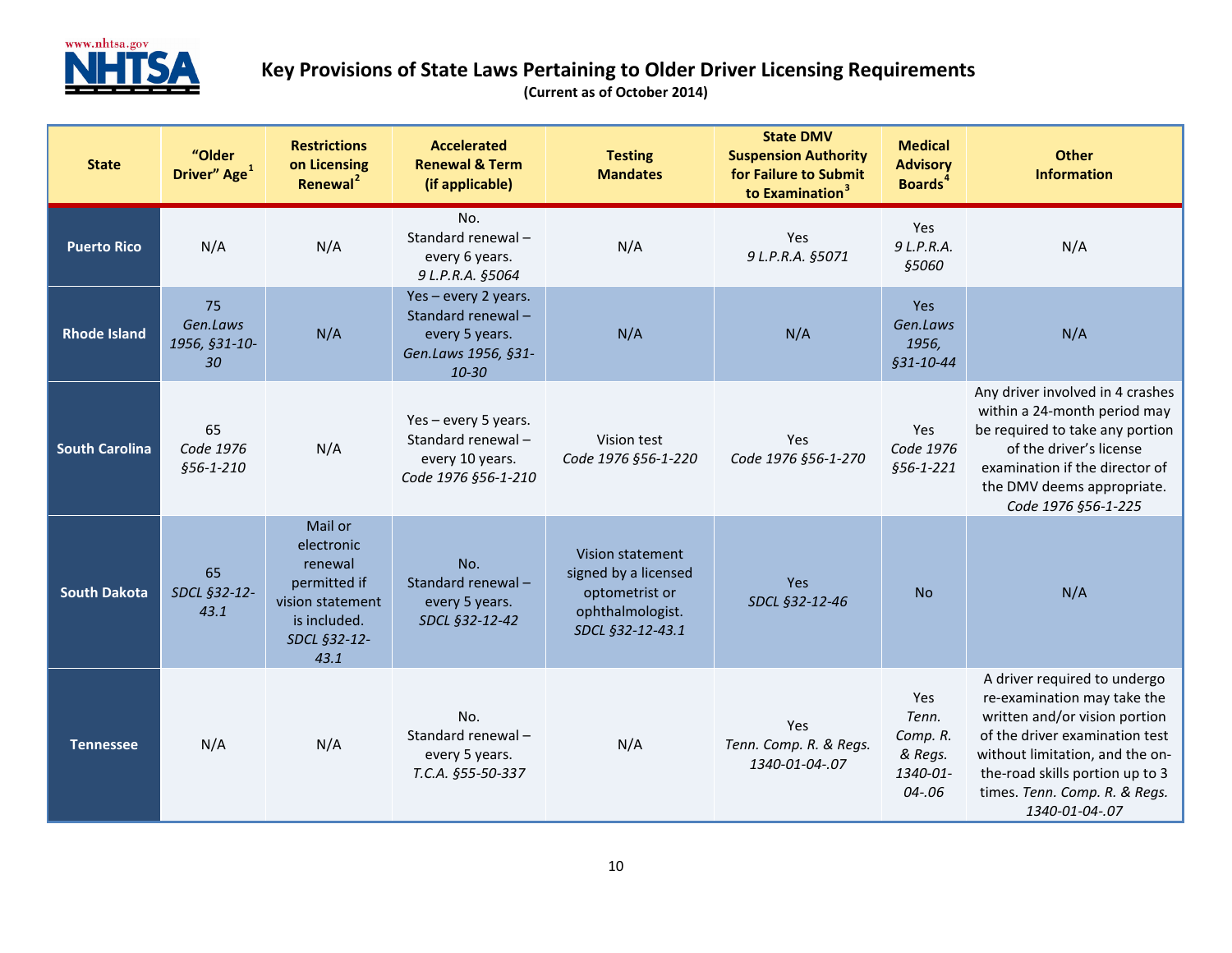# Key Provisions of State Laws Pertaining to Older Driver Licensing Requirements

**(Current as of October 2014)**

| State | "Older Driver" Age[1] | Restrictions on Licensing Renewal[2] | Accelerated Renewal & Term (if applicable) | Testing Mandates | State DMV Suspension Authority for Failure to Submit to Examination[3] | Medical Advisory Boards[4] | Other Information |
|---|---|---|---|---|---|---|---|
| **Puerto Rico** | N/A | N/A | No. Standard renewal – every 6 years. *9 L.P.R.A. §5064* | N/A | Yes *9 L.P.R.A. §5071* | Yes *9 L.P.R.A. §5060* | N/A |
| **Rhode Island** | 75 *Gen.Laws 1956, §31-10-30* | N/A | Yes – every 2 years. Standard renewal – every 5 years. *Gen.Laws 1956, §31-10-30* | N/A | N/A | Yes *Gen.Laws 1956, §31-10-44* | N/A |
| **South Carolina** | 65 *Code 1976 §56-1-210* | N/A | Yes – every 5 years. Standard renewal – every 10 years. *Code 1976 §56-1-210* | Vision test *Code 1976 §56-1-220* | Yes *Code 1976 §56-1-270* | Yes *Code 1976 §56-1-221* | Any driver involved in 4 crashes within a 24-month period may be required to take any portion of the driver's license examination if the director of the DMV deems appropriate. *Code 1976 §56-1-225* |
| **South Dakota** | 65 *SDCL §32-12-43.1* | Mail or electronic renewal permitted if vision statement is included. *SDCL §32-12-43.1* | No. Standard renewal – every 5 years. *SDCL §32-12-42* | Vision statement signed by a licensed optometrist or ophthalmologist. *SDCL §32-12-43.1* | Yes *SDCL §32-12-46* | No | N/A |
| **Tennessee** | N/A | N/A | No. Standard renewal – every 5 years. *T.C.A. §55-50-337* | N/A | Yes *Tenn. Comp. R. & Regs. 1340-01-04-.07* | Yes *Tenn. Comp. R. & Regs. 1340-01-04-.06* | A driver required to undergo re-examination may take the written and/or vision portion of the driver examination test without limitation, and the on-the-road skills portion up to 3 times. *Tenn. Comp. R. & Regs. 1340-01-04-.07* |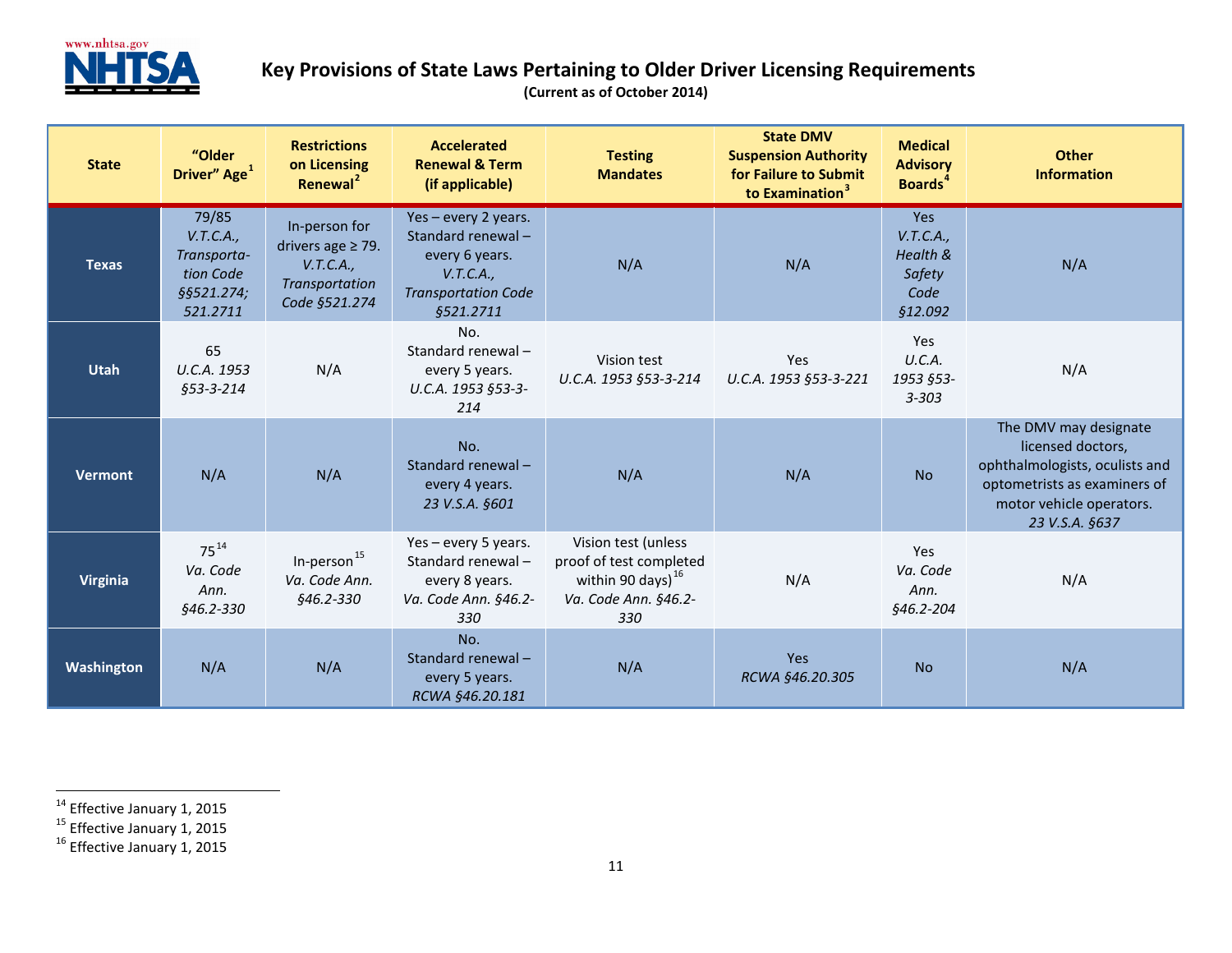# Key Provisions of State Laws Pertaining to Older Driver Licensing Requirements

**(Current as of October 2014)**

| State | "Older Driver" Age[1] | Restrictions on Licensing Renewal[2] | Accelerated Renewal & Term (if applicable) | Testing Mandates | State DMV Suspension Authority for Failure to Submit to Examination[3] | Medical Advisory Boards[4] | Other Information |
|---|---|---|---|---|---|---|---|
| **Texas** | 79/85 *V.T.C.A., Transportation Code §§521.274; 521.2711* | In-person for drivers age ≥ 79. *V.T.C.A., Transportation Code §521.274* | Yes – every 2 years. Standard renewal – every 6 years. *V.T.C.A., Transportation Code §521.2711* | N/A | N/A | Yes *V.T.C.A., Health & Safety Code §12.092* | N/A |
| **Utah** | 65 *U.C.A. 1953 §53-3-214* | N/A | No. Standard renewal – every 5 years. *U.C.A. 1953 §53-3-214* | Vision test *U.C.A. 1953 §53-3-214* | Yes *U.C.A. 1953 §53-3-221* | Yes *U.C.A. 1953 §53-3-303* | N/A |
| **Vermont** | N/A | N/A | No. Standard renewal – every 4 years. *23 V.S.A. §601* | N/A | N/A | No | The DMV may designate licensed doctors, ophthalmologists, oculists and optometrists as examiners of motor vehicle operators. *23 V.S.A. §637* |
| **Virginia** | 75[14] *Va. Code Ann. §46.2-330* | In-person[15] *Va. Code Ann. §46.2-330* | Yes – every 5 years. Standard renewal – every 8 years. *Va. Code Ann. §46.2-330* | Vision test (unless proof of test completed within 90 days)[16] *Va. Code Ann. §46.2-330* | N/A | Yes *Va. Code Ann. §46.2-204* | N/A |
| **Washington** | N/A | N/A | No. Standard renewal – every 5 years. *RCWA §46.20.181* | N/A | Yes *RCWA §46.20.305* | No | N/A |

[14] Effective January 1, 2015

[15] Effective January 1, 2015

[16] Effective January 1, 2015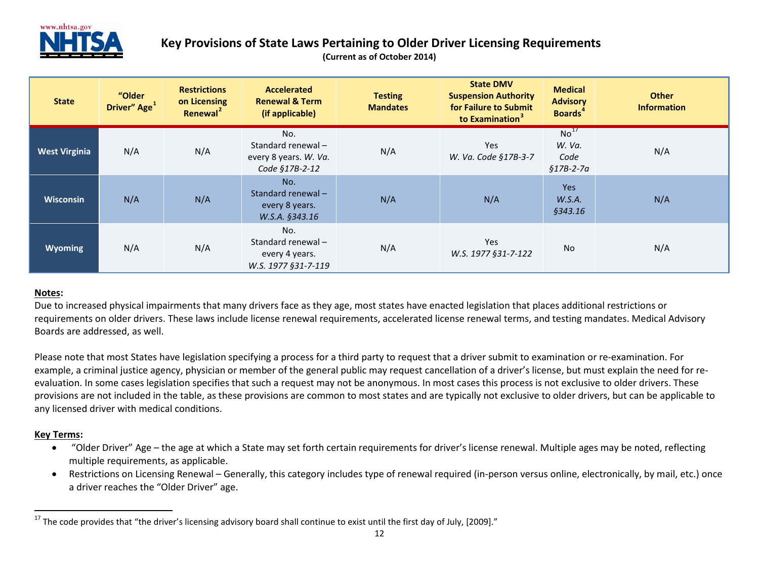# Key Provisions of State Laws Pertaining to Older Driver Licensing Requirements

**(Current as of October 2014)**

| State | "Older Driver" Age[1] | Restrictions on Licensing Renewal[2] | Accelerated Renewal & Term (if applicable) | Testing Mandates | State DMV Suspension Authority for Failure to Submit to Examination[3] | Medical Advisory Boards[4] | Other Information |
|---|---|---|---|---|---|---|---|
| **West Virginia** | N/A | N/A | No. Standard renewal – every 8 years. *W. Va. Code §17B-2-12* | N/A | Yes *W. Va. Code §17B-3-7* | No[17] *W. Va. Code §17B-2-7a* | N/A |
| **Wisconsin** | N/A | N/A | No. Standard renewal – every 8 years. *W.S.A. §343.16* | N/A | N/A | Yes *W.S.A. §343.16* | N/A |
| **Wyoming** | N/A | N/A | No. Standard renewal – every 4 years. *W.S. 1977 §31-7-119* | N/A | Yes *W.S. 1977 §31-7-122* | No | N/A |

**Notes:**

Due to increased physical impairments that many drivers face as they age, most states have enacted legislation that places additional restrictions or requirements on older drivers. These laws include license renewal requirements, accelerated license renewal terms, and testing mandates. Medical Advisory Boards are addressed, as well.

Please note that most States have legislation specifying a process for a third party to request that a driver submit to examination or re-examination. For example, a criminal justice agency, physician or member of the general public may request cancellation of a driver's license, but must explain the need for re-evaluation. In some cases legislation specifies that such a request may not be anonymous. In most cases this process is not exclusive to older drivers. These provisions are not included in the table, as these provisions are common to most states and are typically not exclusive to older drivers, but can be applicable to any licensed driver with medical conditions.

**Key Terms:**

- "Older Driver" Age – the age at which a State may set forth certain requirements for driver's license renewal. Multiple ages may be noted, reflecting multiple requirements, as applicable.
- Restrictions on Licensing Renewal – Generally, this category includes type of renewal required (in-person versus online, electronically, by mail, etc.) once a driver reaches the "Older Driver" age.

[17] The code provides that "the driver's licensing advisory board shall continue to exist until the first day of July, [2009]."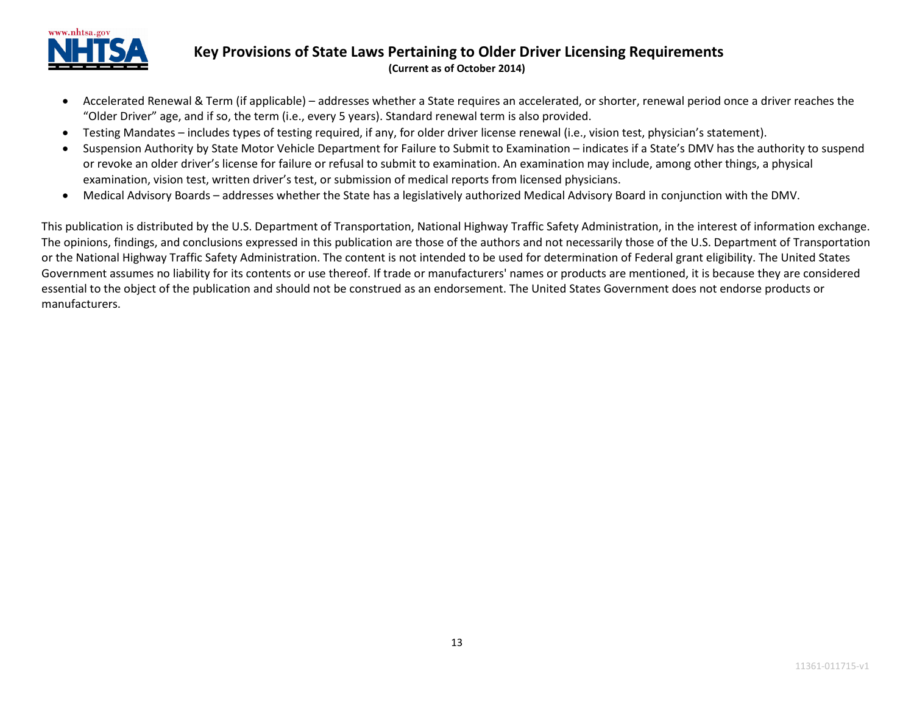- Accelerated Renewal & Term (if applicable) – addresses whether a State requires an accelerated, or shorter, renewal period once a driver reaches the "Older Driver" age, and if so, the term (i.e., every 5 years). Standard renewal term is also provided.
- Testing Mandates – includes types of testing required, if any, for older driver license renewal (i.e., vision test, physician's statement).
- Suspension Authority by State Motor Vehicle Department for Failure to Submit to Examination – indicates if a State's DMV has the authority to suspend or revoke an older driver's license for failure or refusal to submit to examination. An examination may include, among other things, a physical examination, vision test, written driver's test, or submission of medical reports from licensed physicians.
- Medical Advisory Boards – addresses whether the State has a legislatively authorized Medical Advisory Board in conjunction with the DMV.

This publication is distributed by the U.S. Department of Transportation, National Highway Traffic Safety Administration, in the interest of information exchange. The opinions, findings, and conclusions expressed in this publication are those of the authors and not necessarily those of the U.S. Department of Transportation or the National Highway Traffic Safety Administration. The content is not intended to be used for determination of Federal grant eligibility. The United States Government assumes no liability for its contents or use thereof. If trade or manufacturers' names or products are mentioned, it is because they are considered essential to the object of the publication and should not be construed as an endorsement. The United States Government does not endorse products or manufacturers.

11361-011715-v1